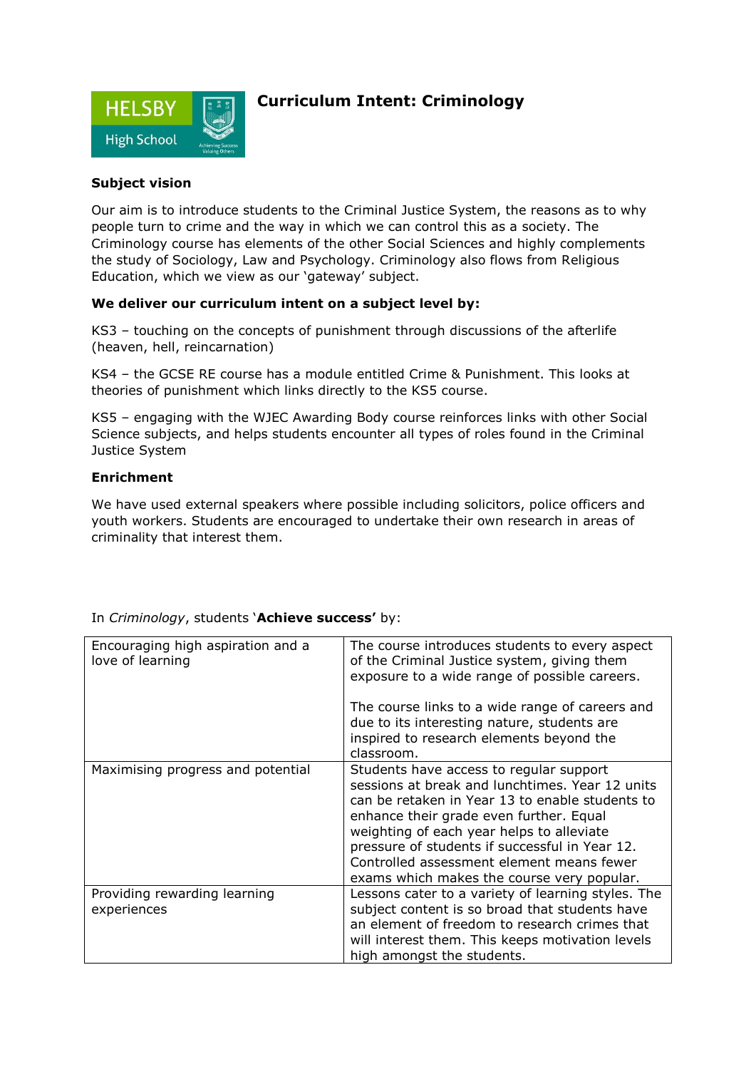# Curriculum Intent: Criminology

### Subject vision

Our aim is to introduce students to the Criminal Justice System, the reasons as to why people turn to crime and the way in which we can control this as a society. The Criminology course has elements of the other Social Sciences and highly complements the study of Sociology, Law and Psychology. Criminology also flows from Religious Education, which we view as our 'gateway' subject.

### We deliver our curriculum intent on a subject level by:

KS3 – touching on the concepts of punishment through discussions of the afterlife (heaven, hell, reincarnation)

KS4 – the GCSE RE course has a module entitled Crime & Punishment. This looks at theories of punishment which links directly to the KS5 course.

KS5 – engaging with the WJEC Awarding Body course reinforces links with other Social Science subjects, and helps students encounter all types of roles found in the Criminal Justice System

### Enrichment

We have used external speakers where possible including solicitors, police officers and youth workers. Students are encouraged to undertake their own research in areas of criminality that interest them.

In *Criminology*, students '**Achieve success'** by:

| | |
|---|---|
| Encouraging high aspiration and a love of learning | The course introduces students to every aspect of the Criminal Justice system, giving them exposure to a wide range of possible careers.<br><br>The course links to a wide range of careers and due to its interesting nature, students are inspired to research elements beyond the classroom. |
| Maximising progress and potential | Students have access to regular support sessions at break and lunchtimes. Year 12 units can be retaken in Year 13 to enable students to enhance their grade even further. Equal weighting of each year helps to alleviate pressure of students if successful in Year 12. Controlled assessment element means fewer exams which makes the course very popular. |
| Providing rewarding learning experiences | Lessons cater to a variety of learning styles. The subject content is so broad that students have an element of freedom to research crimes that will interest them. This keeps motivation levels high amongst the students. |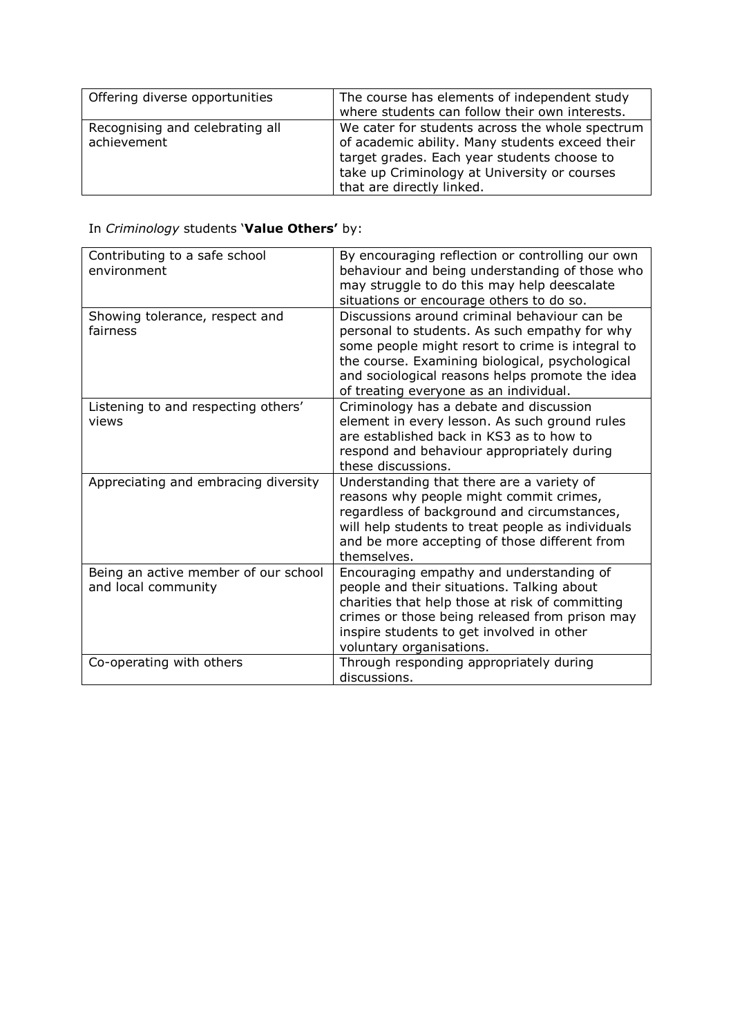| | |
|---|---|
| Offering diverse opportunities | The course has elements of independent study where students can follow their own interests. |
| Recognising and celebrating all achievement | We cater for students across the whole spectrum of academic ability. Many students exceed their target grades. Each year students choose to take up Criminology at University or courses that are directly linked. |

In *Criminology* students '**Value Others'** by:

| | |
|---|---|
| Contributing to a safe school environment | By encouraging reflection or controlling our own behaviour and being understanding of those who may struggle to do this may help deescalate situations or encourage others to do so. |
| Showing tolerance, respect and fairness | Discussions around criminal behaviour can be personal to students. As such empathy for why some people might resort to crime is integral to the course. Examining biological, psychological and sociological reasons helps promote the idea of treating everyone as an individual. |
| Listening to and respecting others' views | Criminology has a debate and discussion element in every lesson. As such ground rules are established back in KS3 as to how to respond and behaviour appropriately during these discussions. |
| Appreciating and embracing diversity | Understanding that there are a variety of reasons why people might commit crimes, regardless of background and circumstances, will help students to treat people as individuals and be more accepting of those different from themselves. |
| Being an active member of our school and local community | Encouraging empathy and understanding of people and their situations. Talking about charities that help those at risk of committing crimes or those being released from prison may inspire students to get involved in other voluntary organisations. |
| Co-operating with others | Through responding appropriately during discussions. |